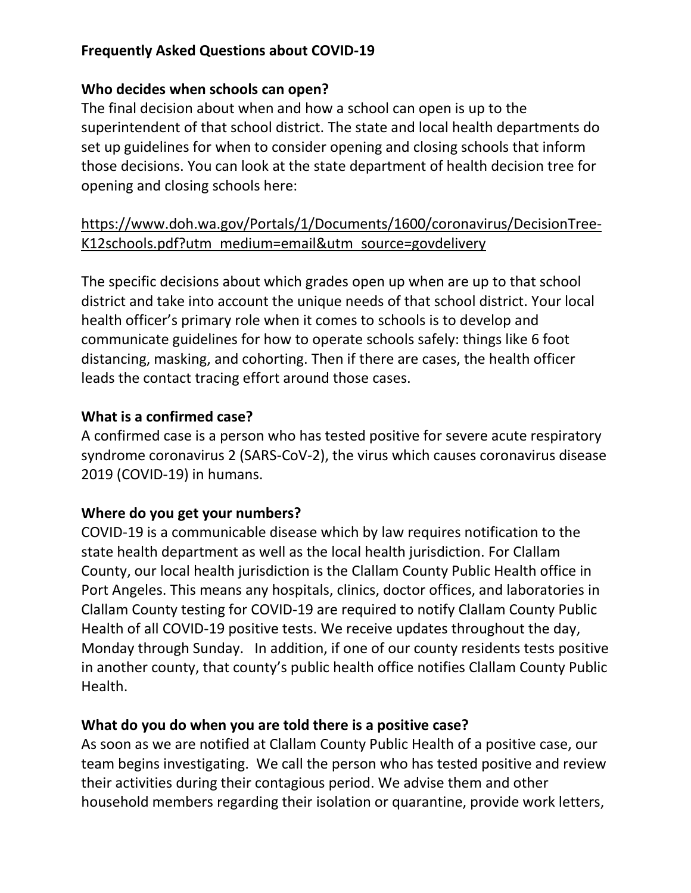# Frequently Asked Questions about COVID-19

## Who decides when schools can open?

The final decision about when and how a school can open is up to the superintendent of that school district. The state and local health departments do set up guidelines for when to consider opening and closing schools that inform those decisions. You can look at the state department of health decision tree for opening and closing schools here:

https://www.doh.wa.gov/Portals/1/Documents/1600/coronavirus/DecisionTree-K12schools.pdf?utm_medium=email&utm_source=govdelivery

The specific decisions about which grades open up when are up to that school district and take into account the unique needs of that school district. Your local health officer's primary role when it comes to schools is to develop and communicate guidelines for how to operate schools safely: things like 6 foot distancing, masking, and cohorting. Then if there are cases, the health officer leads the contact tracing effort around those cases.

## What is a confirmed case?

A confirmed case is a person who has tested positive for severe acute respiratory syndrome coronavirus 2 (SARS-CoV-2), the virus which causes coronavirus disease 2019 (COVID-19) in humans.

## Where do you get your numbers?

COVID-19 is a communicable disease which by law requires notification to the state health department as well as the local health jurisdiction. For Clallam County, our local health jurisdiction is the Clallam County Public Health office in Port Angeles. This means any hospitals, clinics, doctor offices, and laboratories in Clallam County testing for COVID-19 are required to notify Clallam County Public Health of all COVID-19 positive tests. We receive updates throughout the day, Monday through Sunday. In addition, if one of our county residents tests positive in another county, that county's public health office notifies Clallam County Public Health.

## What do you do when you are told there is a positive case?

As soon as we are notified at Clallam County Public Health of a positive case, our team begins investigating. We call the person who has tested positive and review their activities during their contagious period. We advise them and other household members regarding their isolation or quarantine, provide work letters,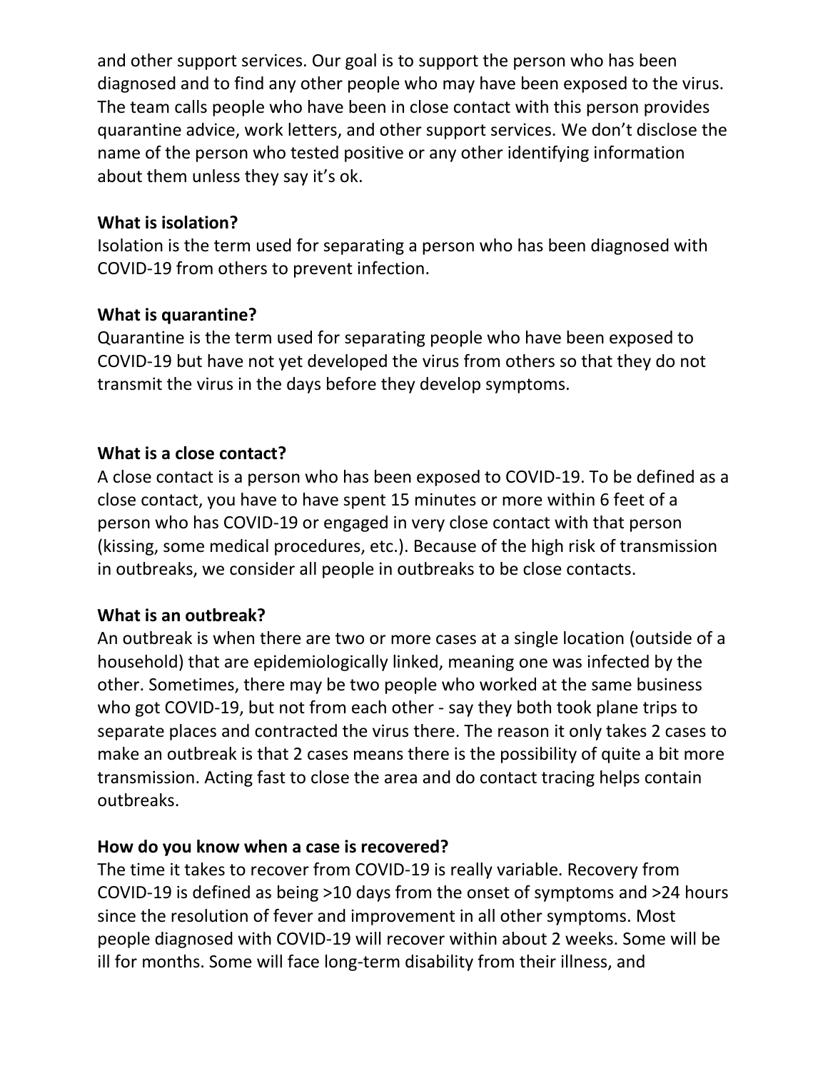and other support services. Our goal is to support the person who has been diagnosed and to find any other people who may have been exposed to the virus. The team calls people who have been in close contact with this person provides quarantine advice, work letters, and other support services. We don't disclose the name of the person who tested positive or any other identifying information about them unless they say it's ok.

**What is isolation?**

Isolation is the term used for separating a person who has been diagnosed with COVID-19 from others to prevent infection.

**What is quarantine?**

Quarantine is the term used for separating people who have been exposed to COVID-19 but have not yet developed the virus from others so that they do not transmit the virus in the days before they develop symptoms.

**What is a close contact?**

A close contact is a person who has been exposed to COVID-19. To be defined as a close contact, you have to have spent 15 minutes or more within 6 feet of a person who has COVID-19 or engaged in very close contact with that person (kissing, some medical procedures, etc.). Because of the high risk of transmission in outbreaks, we consider all people in outbreaks to be close contacts.

**What is an outbreak?**

An outbreak is when there are two or more cases at a single location (outside of a household) that are epidemiologically linked, meaning one was infected by the other. Sometimes, there may be two people who worked at the same business who got COVID-19, but not from each other - say they both took plane trips to separate places and contracted the virus there. The reason it only takes 2 cases to make an outbreak is that 2 cases means there is the possibility of quite a bit more transmission. Acting fast to close the area and do contact tracing helps contain outbreaks.

**How do you know when a case is recovered?**

The time it takes to recover from COVID-19 is really variable. Recovery from COVID-19 is defined as being >10 days from the onset of symptoms and >24 hours since the resolution of fever and improvement in all other symptoms. Most people diagnosed with COVID-19 will recover within about 2 weeks. Some will be ill for months. Some will face long-term disability from their illness, and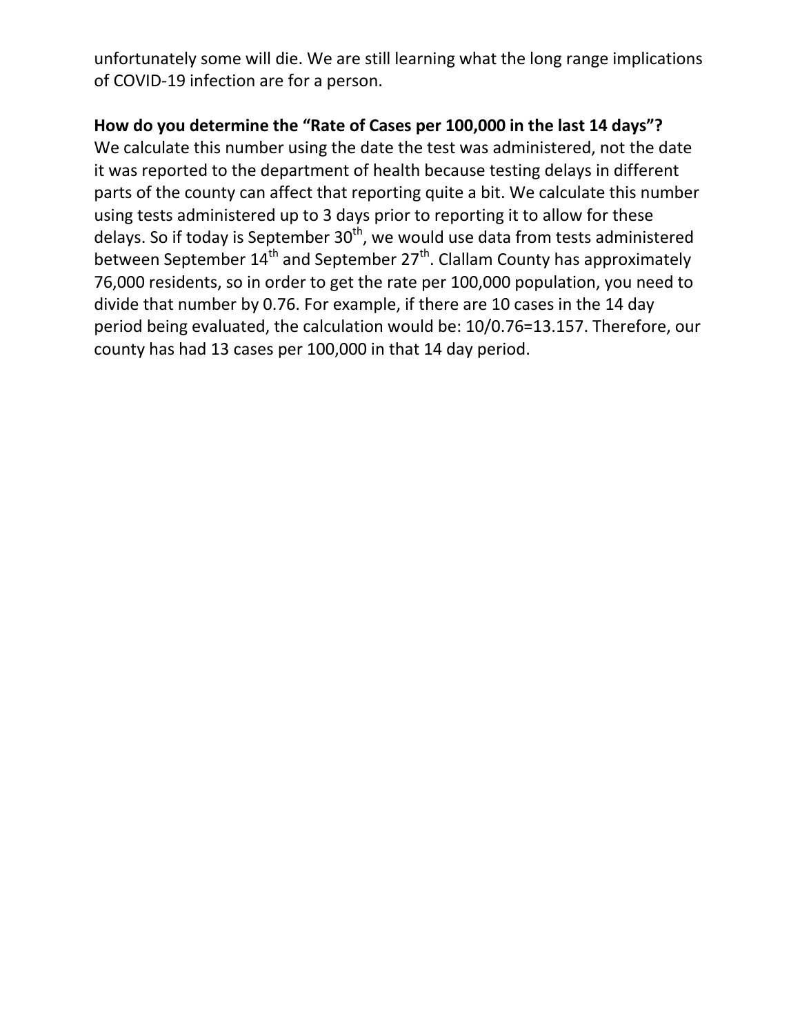unfortunately some will die. We are still learning what the long range implications of COVID-19 infection are for a person.

**How do you determine the "Rate of Cases per 100,000 in the last 14 days"?**

We calculate this number using the date the test was administered, not the date it was reported to the department of health because testing delays in different parts of the county can affect that reporting quite a bit. We calculate this number using tests administered up to 3 days prior to reporting it to allow for these delays. So if today is September 30th, we would use data from tests administered between September 14th and September 27th. Clallam County has approximately 76,000 residents, so in order to get the rate per 100,000 population, you need to divide that number by 0.76. For example, if there are 10 cases in the 14 day period being evaluated, the calculation would be: 10/0.76=13.157. Therefore, our county has had 13 cases per 100,000 in that 14 day period.